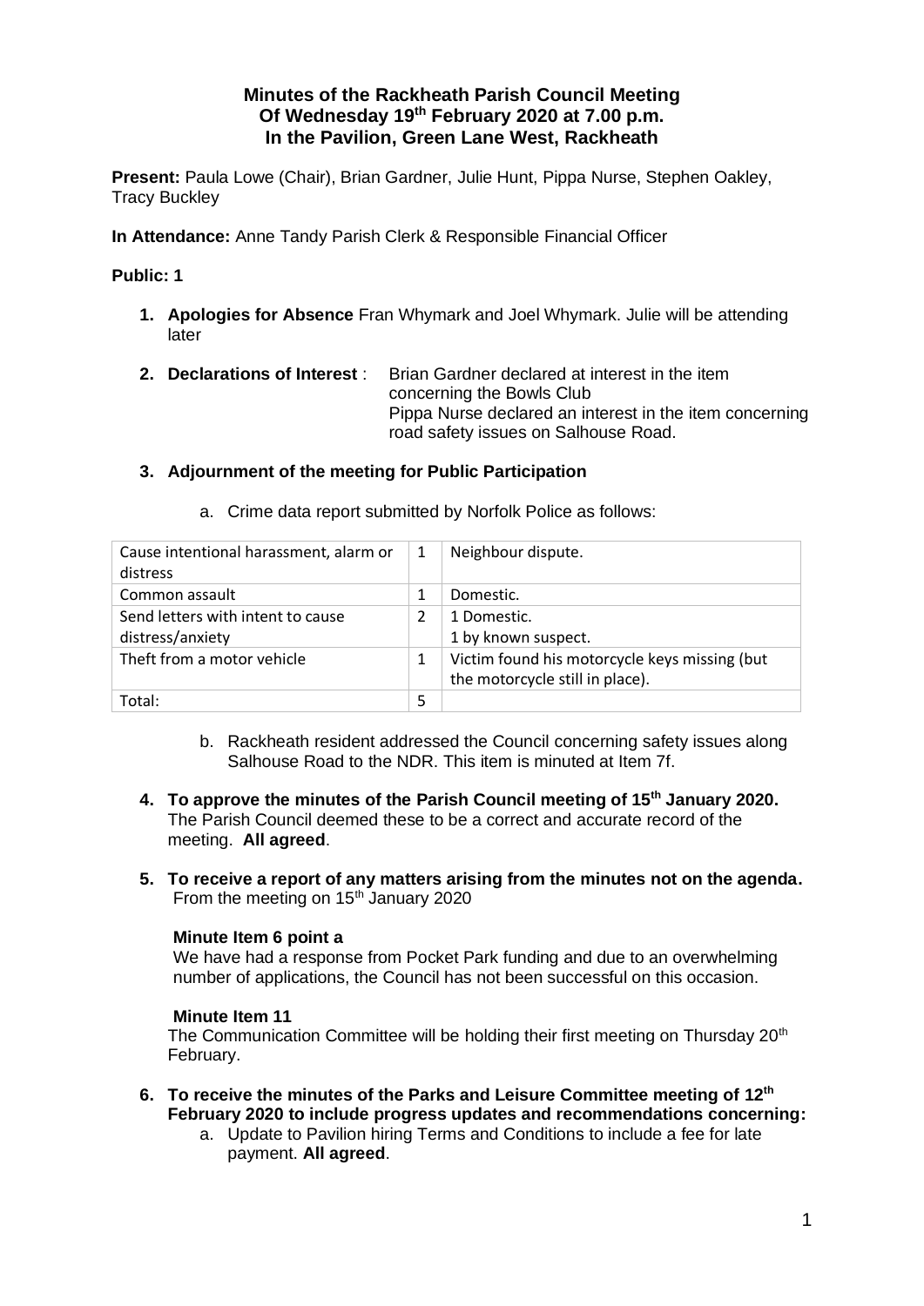# Minutes of the Rackheath Parish Council Meeting
# Of Wednesday 19th February 2020 at 7.00 p.m.
# In the Pavilion, Green Lane West, Rackheath

**Present:** Paula Lowe (Chair), Brian Gardner, Julie Hunt, Pippa Nurse, Stephen Oakley, Tracy Buckley

**In Attendance:** Anne Tandy Parish Clerk & Responsible Financial Officer

**Public: 1**

1. **Apologies for Absence** Fran Whymark and Joel Whymark. Julie will be attending later

2. **Declarations of Interest** : Brian Gardner declared at interest in the item concerning the Bowls Club
   Pippa Nurse declared an interest in the item concerning road safety issues on Salhouse Road.

3. **Adjournment of the meeting for Public Participation**

   a. Crime data report submitted by Norfolk Police as follows:

| Cause intentional harassment, alarm or distress | 1 | Neighbour dispute. |
|---|---|---|
| Common assault | 1 | Domestic. |
| Send letters with intent to cause distress/anxiety | 2 | 1 Domestic.<br>1 by known suspect. |
| Theft from a motor vehicle | 1 | Victim found his motorcycle keys missing (but the motorcycle still in place). |
| Total: | 5 | |

   b. Rackheath resident addressed the Council concerning safety issues along Salhouse Road to the NDR. This item is minuted at Item 7f.

4. **To approve the minutes of the Parish Council meeting of 15th January 2020.** The Parish Council deemed these to be a correct and accurate record of the meeting. **All agreed**.

5. **To receive a report of any matters arising from the minutes not on the agenda.** From the meeting on 15th January 2020

   **Minute Item 6 point a**
   We have had a response from Pocket Park funding and due to an overwhelming number of applications, the Council has not been successful on this occasion.

   **Minute Item 11**
   The Communication Committee will be holding their first meeting on Thursday 20th February.

6. **To receive the minutes of the Parks and Leisure Committee meeting of 12th February 2020 to include progress updates and recommendations concerning:**
   a. Update to Pavilion hiring Terms and Conditions to include a fee for late payment. **All agreed**.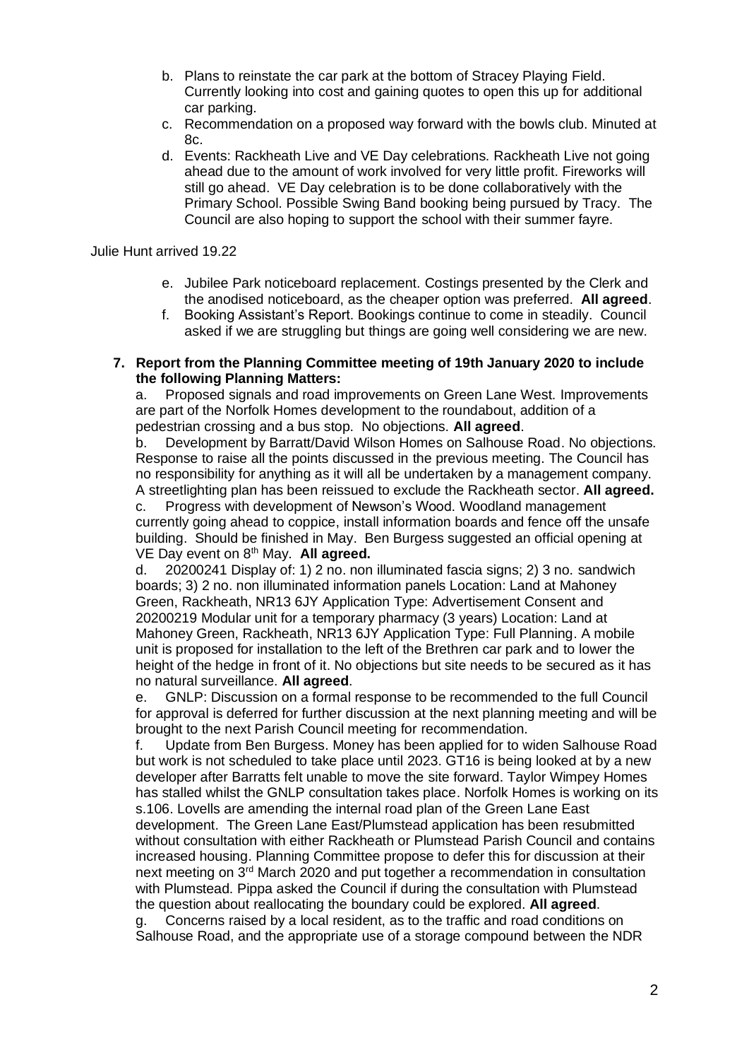b. Plans to reinstate the car park at the bottom of Stracey Playing Field. Currently looking into cost and gaining quotes to open this up for additional car parking.
c. Recommendation on a proposed way forward with the bowls club. Minuted at 8c.
d. Events: Rackheath Live and VE Day celebrations. Rackheath Live not going ahead due to the amount of work involved for very little profit. Fireworks will still go ahead. VE Day celebration is to be done collaboratively with the Primary School. Possible Swing Band booking being pursued by Tracy. The Council are also hoping to support the school with their summer fayre.

Julie Hunt arrived 19.22

e. Jubilee Park noticeboard replacement. Costings presented by the Clerk and the anodised noticeboard, as the cheaper option was preferred. **All agreed**.
f. Booking Assistant's Report. Bookings continue to come in steadily. Council asked if we are struggling but things are going well considering we are new.

**7. Report from the Planning Committee meeting of 19th January 2020 to include the following Planning Matters:**

a. Proposed signals and road improvements on Green Lane West. Improvements are part of the Norfolk Homes development to the roundabout, addition of a pedestrian crossing and a bus stop. No objections. **All agreed**.

b. Development by Barratt/David Wilson Homes on Salhouse Road. No objections. Response to raise all the points discussed in the previous meeting. The Council has no responsibility for anything as it will all be undertaken by a management company. A streetlighting plan has been reissued to exclude the Rackheath sector. **All agreed.**

c. Progress with development of Newson's Wood. Woodland management currently going ahead to coppice, install information boards and fence off the unsafe building. Should be finished in May. Ben Burgess suggested an official opening at VE Day event on 8th May. **All agreed.**

d. 20200241 Display of: 1) 2 no. non illuminated fascia signs; 2) 3 no. sandwich boards; 3) 2 no. non illuminated information panels Location: Land at Mahoney Green, Rackheath, NR13 6JY Application Type: Advertisement Consent and 20200219 Modular unit for a temporary pharmacy (3 years) Location: Land at Mahoney Green, Rackheath, NR13 6JY Application Type: Full Planning. A mobile unit is proposed for installation to the left of the Brethren car park and to lower the height of the hedge in front of it. No objections but site needs to be secured as it has no natural surveillance. **All agreed**.

e. GNLP: Discussion on a formal response to be recommended to the full Council for approval is deferred for further discussion at the next planning meeting and will be brought to the next Parish Council meeting for recommendation.

f. Update from Ben Burgess. Money has been applied for to widen Salhouse Road but work is not scheduled to take place until 2023. GT16 is being looked at by a new developer after Barratts felt unable to move the site forward. Taylor Wimpey Homes has stalled whilst the GNLP consultation takes place. Norfolk Homes is working on its s.106. Lovells are amending the internal road plan of the Green Lane East development. The Green Lane East/Plumstead application has been resubmitted without consultation with either Rackheath or Plumstead Parish Council and contains increased housing. Planning Committee propose to defer this for discussion at their next meeting on 3rd March 2020 and put together a recommendation in consultation with Plumstead. Pippa asked the Council if during the consultation with Plumstead the question about reallocating the boundary could be explored. **All agreed**.

g. Concerns raised by a local resident, as to the traffic and road conditions on Salhouse Road, and the appropriate use of a storage compound between the NDR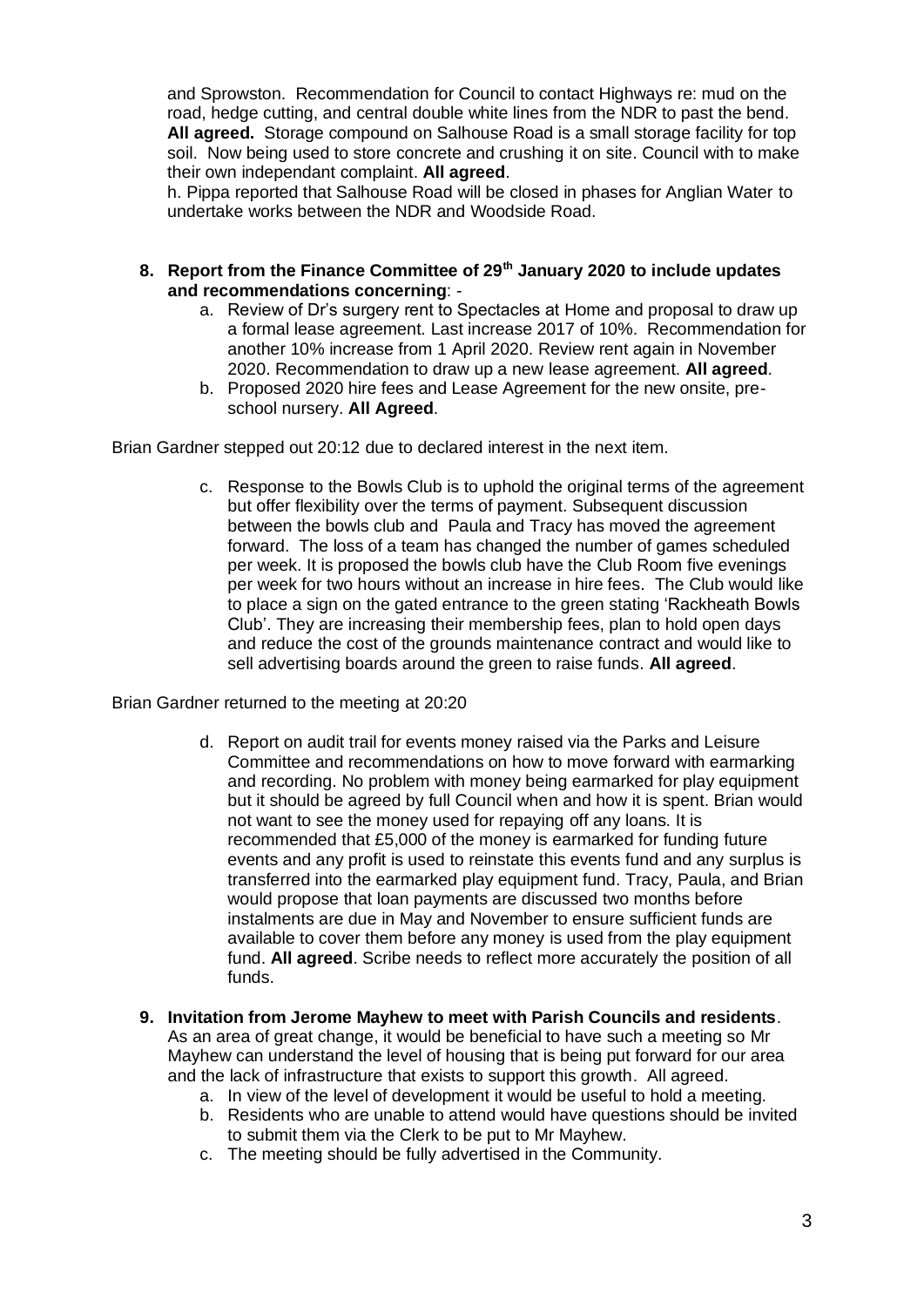and Sprowston. Recommendation for Council to contact Highways re: mud on the road, hedge cutting, and central double white lines from the NDR to past the bend. **All agreed.** Storage compound on Salhouse Road is a small storage facility for top soil. Now being used to store concrete and crushing it on site. Council with to make their own independant complaint. **All agreed**.

h. Pippa reported that Salhouse Road will be closed in phases for Anglian Water to undertake works between the NDR and Woodside Road.

**8. Report from the Finance Committee of 29th January 2020 to include updates and recommendations concerning**: -

a. Review of Dr's surgery rent to Spectacles at Home and proposal to draw up a formal lease agreement. Last increase 2017 of 10%. Recommendation for another 10% increase from 1 April 2020. Review rent again in November 2020. Recommendation to draw up a new lease agreement. **All agreed**.

b. Proposed 2020 hire fees and Lease Agreement for the new onsite, pre-school nursery. **All Agreed**.

Brian Gardner stepped out 20:12 due to declared interest in the next item.

c. Response to the Bowls Club is to uphold the original terms of the agreement but offer flexibility over the terms of payment. Subsequent discussion between the bowls club and Paula and Tracy has moved the agreement forward. The loss of a team has changed the number of games scheduled per week. It is proposed the bowls club have the Club Room five evenings per week for two hours without an increase in hire fees. The Club would like to place a sign on the gated entrance to the green stating 'Rackheath Bowls Club'. They are increasing their membership fees, plan to hold open days and reduce the cost of the grounds maintenance contract and would like to sell advertising boards around the green to raise funds. **All agreed**.

Brian Gardner returned to the meeting at 20:20

d. Report on audit trail for events money raised via the Parks and Leisure Committee and recommendations on how to move forward with earmarking and recording. No problem with money being earmarked for play equipment but it should be agreed by full Council when and how it is spent. Brian would not want to see the money used for repaying off any loans. It is recommended that £5,000 of the money is earmarked for funding future events and any profit is used to reinstate this events fund and any surplus is transferred into the earmarked play equipment fund. Tracy, Paula, and Brian would propose that loan payments are discussed two months before instalments are due in May and November to ensure sufficient funds are available to cover them before any money is used from the play equipment fund. **All agreed**. Scribe needs to reflect more accurately the position of all funds.

**9. Invitation from Jerome Mayhew to meet with Parish Councils and residents**. As an area of great change, it would be beneficial to have such a meeting so Mr Mayhew can understand the level of housing that is being put forward for our area and the lack of infrastructure that exists to support this growth. All agreed.

a. In view of the level of development it would be useful to hold a meeting.

b. Residents who are unable to attend would have questions should be invited to submit them via the Clerk to be put to Mr Mayhew.

c. The meeting should be fully advertised in the Community.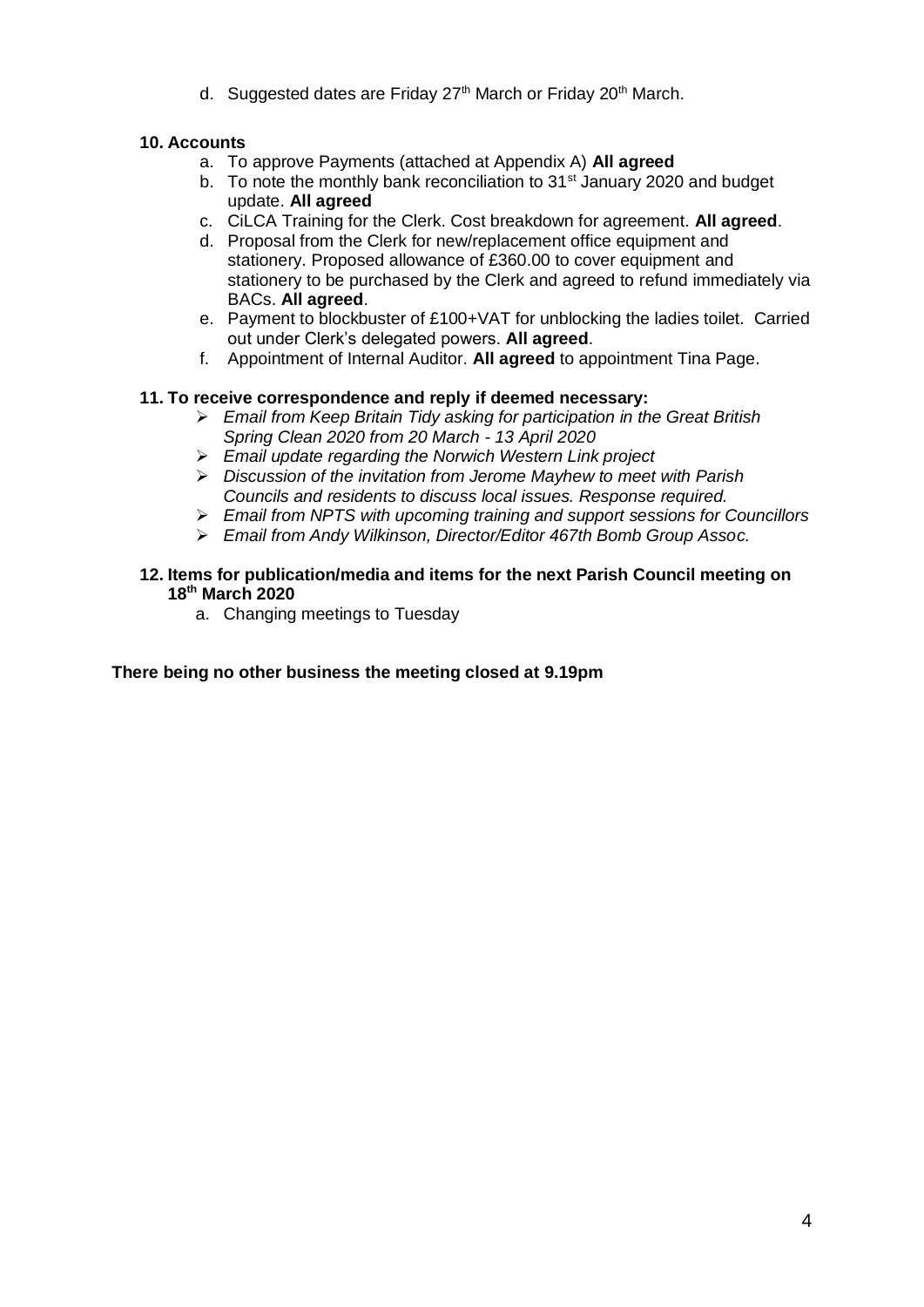d. Suggested dates are Friday 27th March or Friday 20th March.

**10. Accounts**

a. To approve Payments (attached at Appendix A) **All agreed**
b. To note the monthly bank reconciliation to 31st January 2020 and budget update. **All agreed**
c. CiLCA Training for the Clerk. Cost breakdown for agreement. **All agreed**.
d. Proposal from the Clerk for new/replacement office equipment and stationery. Proposed allowance of £360.00 to cover equipment and stationery to be purchased by the Clerk and agreed to refund immediately via BACs. **All agreed**.
e. Payment to blockbuster of £100+VAT for unblocking the ladies toilet. Carried out under Clerk's delegated powers. **All agreed**.
f. Appointment of Internal Auditor. **All agreed** to appointment Tina Page.

**11. To receive correspondence and reply if deemed necessary:**

- *Email from Keep Britain Tidy asking for participation in the Great British Spring Clean 2020 from 20 March - 13 April 2020*
- *Email update regarding the Norwich Western Link project*
- *Discussion of the invitation from Jerome Mayhew to meet with Parish Councils and residents to discuss local issues. Response required.*
- *Email from NPTS with upcoming training and support sessions for Councillors*
- *Email from Andy Wilkinson, Director/Editor 467th Bomb Group Assoc.*

**12. Items for publication/media and items for the next Parish Council meeting on 18th March 2020**

a. Changing meetings to Tuesday

**There being no other business the meeting closed at 9.19pm**